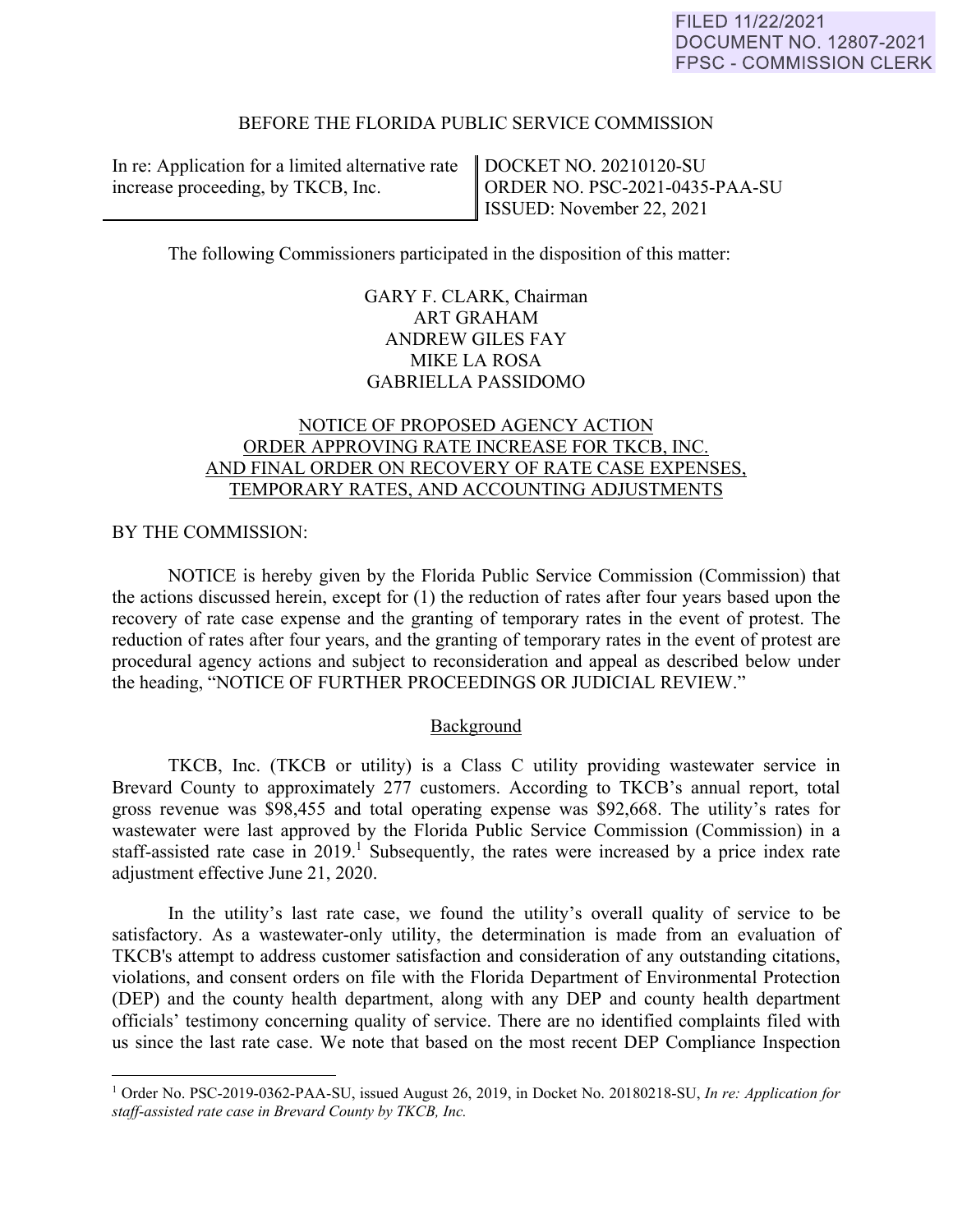FILED 11/22/2021
DOCUMENT NO. 12807-2021
FPSC - COMMISSION CLERK

BEFORE THE FLORIDA PUBLIC SERVICE COMMISSION

| In re: Application for a limited alternative rate increase proceeding, by TKCB, Inc. | DOCKET NO. 20210120-SU<br>ORDER NO. PSC-2021-0435-PAA-SU<br>ISSUED: November 22, 2021 |
|---|---|

The following Commissioners participated in the disposition of this matter:

GARY F. CLARK, Chairman
ART GRAHAM
ANDREW GILES FAY
MIKE LA ROSA
GABRIELLA PASSIDOMO

NOTICE OF PROPOSED AGENCY ACTION
ORDER APPROVING RATE INCREASE FOR TKCB, INC.
AND FINAL ORDER ON RECOVERY OF RATE CASE EXPENSES,
TEMPORARY RATES, AND ACCOUNTING ADJUSTMENTS

BY THE COMMISSION:

NOTICE is hereby given by the Florida Public Service Commission (Commission) that the actions discussed herein, except for (1) the reduction of rates after four years based upon the recovery of rate case expense and the granting of temporary rates in the event of protest. The reduction of rates after four years, and the granting of temporary rates in the event of protest are procedural agency actions and subject to reconsideration and appeal as described below under the heading, "NOTICE OF FURTHER PROCEEDINGS OR JUDICIAL REVIEW."

## Background

TKCB, Inc. (TKCB or utility) is a Class C utility providing wastewater service in Brevard County to approximately 277 customers. According to TKCB's annual report, total gross revenue was $98,455 and total operating expense was $92,668. The utility's rates for wastewater were last approved by the Florida Public Service Commission (Commission) in a staff-assisted rate case in 2019.[1] Subsequently, the rates were increased by a price index rate adjustment effective June 21, 2020.

In the utility's last rate case, we found the utility's overall quality of service to be satisfactory. As a wastewater-only utility, the determination is made from an evaluation of TKCB's attempt to address customer satisfaction and consideration of any outstanding citations, violations, and consent orders on file with the Florida Department of Environmental Protection (DEP) and the county health department, along with any DEP and county health department officials' testimony concerning quality of service. There are no identified complaints filed with us since the last rate case. We note that based on the most recent DEP Compliance Inspection

[1] Order No. PSC-2019-0362-PAA-SU, issued August 26, 2019, in Docket No. 20180218-SU, *In re: Application for staff-assisted rate case in Brevard County by TKCB, Inc.*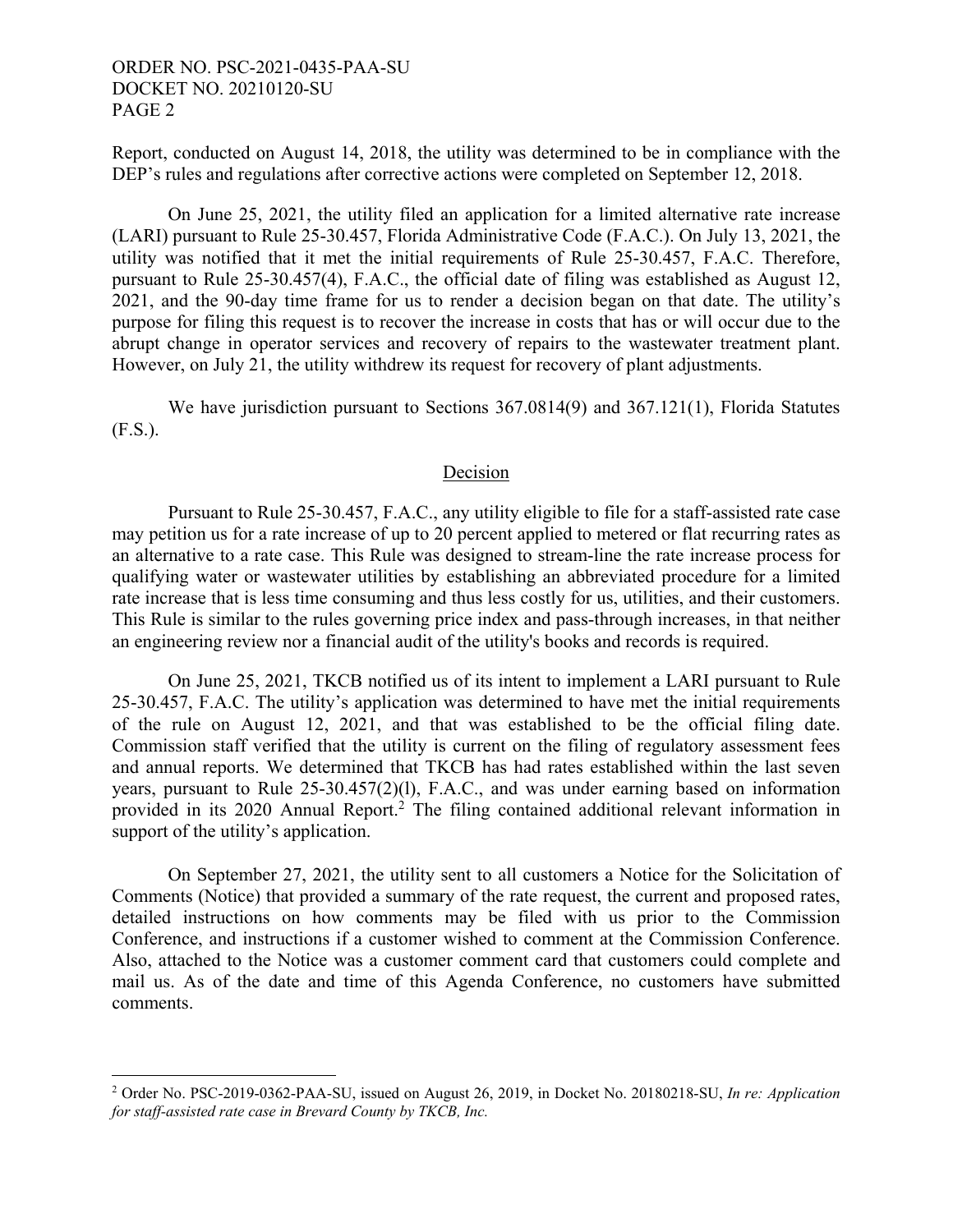Report, conducted on August 14, 2018, the utility was determined to be in compliance with the DEP's rules and regulations after corrective actions were completed on September 12, 2018.

On June 25, 2021, the utility filed an application for a limited alternative rate increase (LARI) pursuant to Rule 25-30.457, Florida Administrative Code (F.A.C.). On July 13, 2021, the utility was notified that it met the initial requirements of Rule 25-30.457, F.A.C. Therefore, pursuant to Rule 25-30.457(4), F.A.C., the official date of filing was established as August 12, 2021, and the 90-day time frame for us to render a decision began on that date. The utility's purpose for filing this request is to recover the increase in costs that has or will occur due to the abrupt change in operator services and recovery of repairs to the wastewater treatment plant. However, on July 21, the utility withdrew its request for recovery of plant adjustments.

We have jurisdiction pursuant to Sections 367.0814(9) and 367.121(1), Florida Statutes (F.S.).

## Decision

Pursuant to Rule 25-30.457, F.A.C., any utility eligible to file for a staff-assisted rate case may petition us for a rate increase of up to 20 percent applied to metered or flat recurring rates as an alternative to a rate case. This Rule was designed to stream-line the rate increase process for qualifying water or wastewater utilities by establishing an abbreviated procedure for a limited rate increase that is less time consuming and thus less costly for us, utilities, and their customers. This Rule is similar to the rules governing price index and pass-through increases, in that neither an engineering review nor a financial audit of the utility's books and records is required.

On June 25, 2021, TKCB notified us of its intent to implement a LARI pursuant to Rule 25-30.457, F.A.C. The utility's application was determined to have met the initial requirements of the rule on August 12, 2021, and that was established to be the official filing date. Commission staff verified that the utility is current on the filing of regulatory assessment fees and annual reports. We determined that TKCB has had rates established within the last seven years, pursuant to Rule 25-30.457(2)(l), F.A.C., and was under earning based on information provided in its 2020 Annual Report.[2] The filing contained additional relevant information in support of the utility's application.

On September 27, 2021, the utility sent to all customers a Notice for the Solicitation of Comments (Notice) that provided a summary of the rate request, the current and proposed rates, detailed instructions on how comments may be filed with us prior to the Commission Conference, and instructions if a customer wished to comment at the Commission Conference. Also, attached to the Notice was a customer comment card that customers could complete and mail us. As of the date and time of this Agenda Conference, no customers have submitted comments.

---

[2] Order No. PSC-2019-0362-PAA-SU, issued on August 26, 2019, in Docket No. 20180218-SU, *In re: Application for staff-assisted rate case in Brevard County by TKCB, Inc.*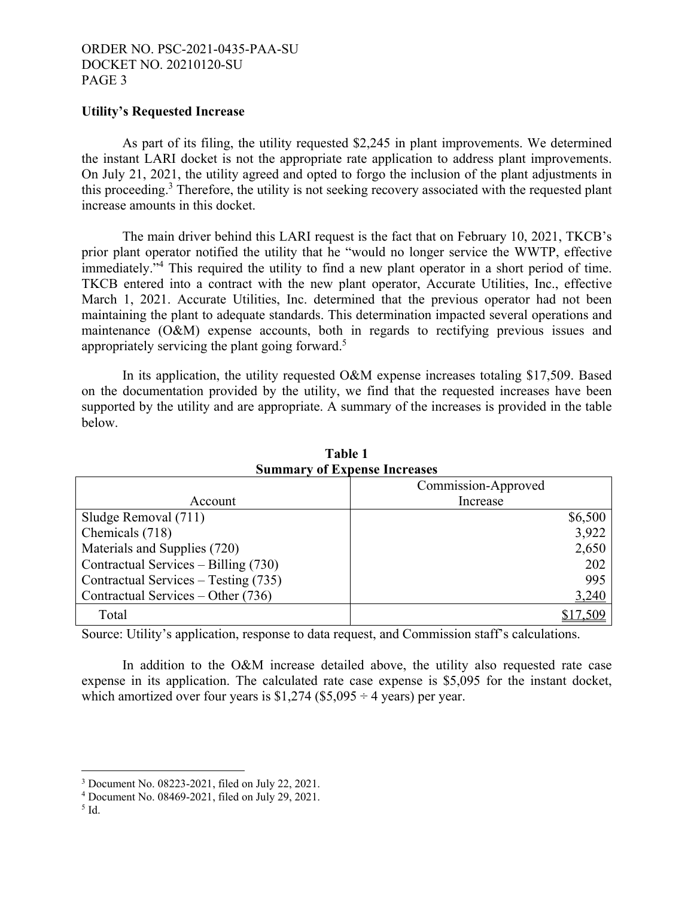**Utility's Requested Increase**

As part of its filing, the utility requested $2,245 in plant improvements. We determined the instant LARI docket is not the appropriate rate application to address plant improvements. On July 21, 2021, the utility agreed and opted to forgo the inclusion of the plant adjustments in this proceeding.[3] Therefore, the utility is not seeking recovery associated with the requested plant increase amounts in this docket.

The main driver behind this LARI request is the fact that on February 10, 2021, TKCB's prior plant operator notified the utility that he "would no longer service the WWTP, effective immediately."[4] This required the utility to find a new plant operator in a short period of time. TKCB entered into a contract with the new plant operator, Accurate Utilities, Inc., effective March 1, 2021. Accurate Utilities, Inc. determined that the previous operator had not been maintaining the plant to adequate standards. This determination impacted several operations and maintenance (O&M) expense accounts, both in regards to rectifying previous issues and appropriately servicing the plant going forward.[5]

In its application, the utility requested O&M expense increases totaling $17,509. Based on the documentation provided by the utility, we find that the requested increases have been supported by the utility and are appropriate. A summary of the increases is provided in the table below.

**Table 1**
**Summary of Expense Increases**

| Account | Commission-Approved Increase |
|---|---:|
| Sludge Removal (711) | $6,500 |
| Chemicals (718) | 3,922 |
| Materials and Supplies (720) | 2,650 |
| Contractual Services – Billing (730) | 202 |
| Contractual Services – Testing (735) | 995 |
| Contractual Services – Other (736) | 3,240 |
| Total | $17,509 |

Source: Utility's application, response to data request, and Commission staff's calculations.

In addition to the O&M increase detailed above, the utility also requested rate case expense in its application. The calculated rate case expense is $5,095 for the instant docket, which amortized over four years is $1,274 ($5,095 ÷ 4 years) per year.

---

[3] Document No. 08223-2021, filed on July 22, 2021.
[4] Document No. 08469-2021, filed on July 29, 2021.
[5] Id.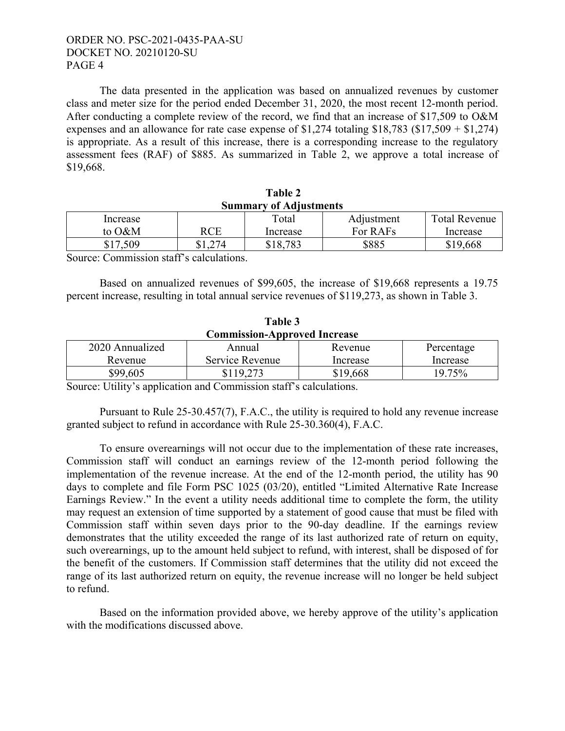The data presented in the application was based on annualized revenues by customer class and meter size for the period ended December 31, 2020, the most recent 12-month period. After conducting a complete review of the record, we find that an increase of $17,509 to O&M expenses and an allowance for rate case expense of $1,274 totaling $18,783 ($17,509 + $1,274) is appropriate. As a result of this increase, there is a corresponding increase to the regulatory assessment fees (RAF) of $885. As summarized in Table 2, we approve a total increase of $19,668.

**Table 2**
**Summary of Adjustments**

| Increase to O&M | RCE | Total Increase | Adjustment For RAFs | Total Revenue Increase |
|---|---|---|---|---|
| $17,509 | $1,274 | $18,783 | $885 | $19,668 |

Source: Commission staff's calculations.

Based on annualized revenues of $99,605, the increase of $19,668 represents a 19.75 percent increase, resulting in total annual service revenues of $119,273, as shown in Table 3.

**Table 3**
**Commission-Approved Increase**

| 2020 Annualized Revenue | Annual Service Revenue | Revenue Increase | Percentage Increase |
|---|---|---|---|
| $99,605 | $119,273 | $19,668 | 19.75% |

Source: Utility's application and Commission staff's calculations.

Pursuant to Rule 25-30.457(7), F.A.C., the utility is required to hold any revenue increase granted subject to refund in accordance with Rule 25-30.360(4), F.A.C.

To ensure overearnings will not occur due to the implementation of these rate increases, Commission staff will conduct an earnings review of the 12-month period following the implementation of the revenue increase. At the end of the 12-month period, the utility has 90 days to complete and file Form PSC 1025 (03/20), entitled "Limited Alternative Rate Increase Earnings Review." In the event a utility needs additional time to complete the form, the utility may request an extension of time supported by a statement of good cause that must be filed with Commission staff within seven days prior to the 90-day deadline. If the earnings review demonstrates that the utility exceeded the range of its last authorized rate of return on equity, such overearnings, up to the amount held subject to refund, with interest, shall be disposed of for the benefit of the customers. If Commission staff determines that the utility did not exceed the range of its last authorized return on equity, the revenue increase will no longer be held subject to refund.

Based on the information provided above, we hereby approve of the utility's application with the modifications discussed above.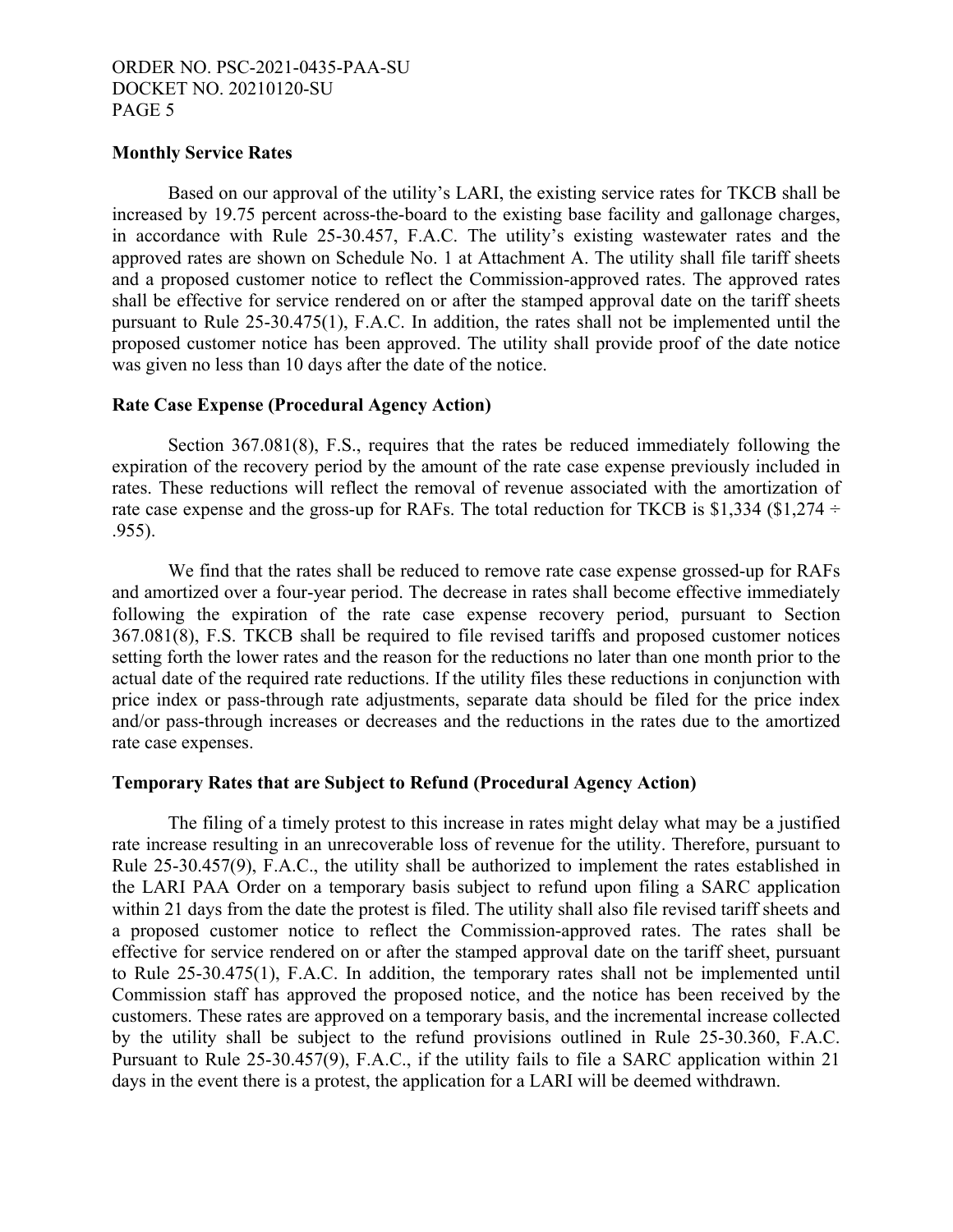**Monthly Service Rates**

Based on our approval of the utility's LARI, the existing service rates for TKCB shall be increased by 19.75 percent across-the-board to the existing base facility and gallonage charges, in accordance with Rule 25-30.457, F.A.C. The utility's existing wastewater rates and the approved rates are shown on Schedule No. 1 at Attachment A. The utility shall file tariff sheets and a proposed customer notice to reflect the Commission-approved rates. The approved rates shall be effective for service rendered on or after the stamped approval date on the tariff sheets pursuant to Rule 25-30.475(1), F.A.C. In addition, the rates shall not be implemented until the proposed customer notice has been approved. The utility shall provide proof of the date notice was given no less than 10 days after the date of the notice.

**Rate Case Expense (Procedural Agency Action)**

Section 367.081(8), F.S., requires that the rates be reduced immediately following the expiration of the recovery period by the amount of the rate case expense previously included in rates. These reductions will reflect the removal of revenue associated with the amortization of rate case expense and the gross-up for RAFs. The total reduction for TKCB is $1,334 ($1,274 ÷ .955).

We find that the rates shall be reduced to remove rate case expense grossed-up for RAFs and amortized over a four-year period. The decrease in rates shall become effective immediately following the expiration of the rate case expense recovery period, pursuant to Section 367.081(8), F.S. TKCB shall be required to file revised tariffs and proposed customer notices setting forth the lower rates and the reason for the reductions no later than one month prior to the actual date of the required rate reductions. If the utility files these reductions in conjunction with price index or pass-through rate adjustments, separate data should be filed for the price index and/or pass-through increases or decreases and the reductions in the rates due to the amortized rate case expenses.

**Temporary Rates that are Subject to Refund (Procedural Agency Action)**

The filing of a timely protest to this increase in rates might delay what may be a justified rate increase resulting in an unrecoverable loss of revenue for the utility. Therefore, pursuant to Rule 25-30.457(9), F.A.C., the utility shall be authorized to implement the rates established in the LARI PAA Order on a temporary basis subject to refund upon filing a SARC application within 21 days from the date the protest is filed. The utility shall also file revised tariff sheets and a proposed customer notice to reflect the Commission-approved rates. The rates shall be effective for service rendered on or after the stamped approval date on the tariff sheet, pursuant to Rule 25-30.475(1), F.A.C. In addition, the temporary rates shall not be implemented until Commission staff has approved the proposed notice, and the notice has been received by the customers. These rates are approved on a temporary basis, and the incremental increase collected by the utility shall be subject to the refund provisions outlined in Rule 25-30.360, F.A.C. Pursuant to Rule 25-30.457(9), F.A.C., if the utility fails to file a SARC application within 21 days in the event there is a protest, the application for a LARI will be deemed withdrawn.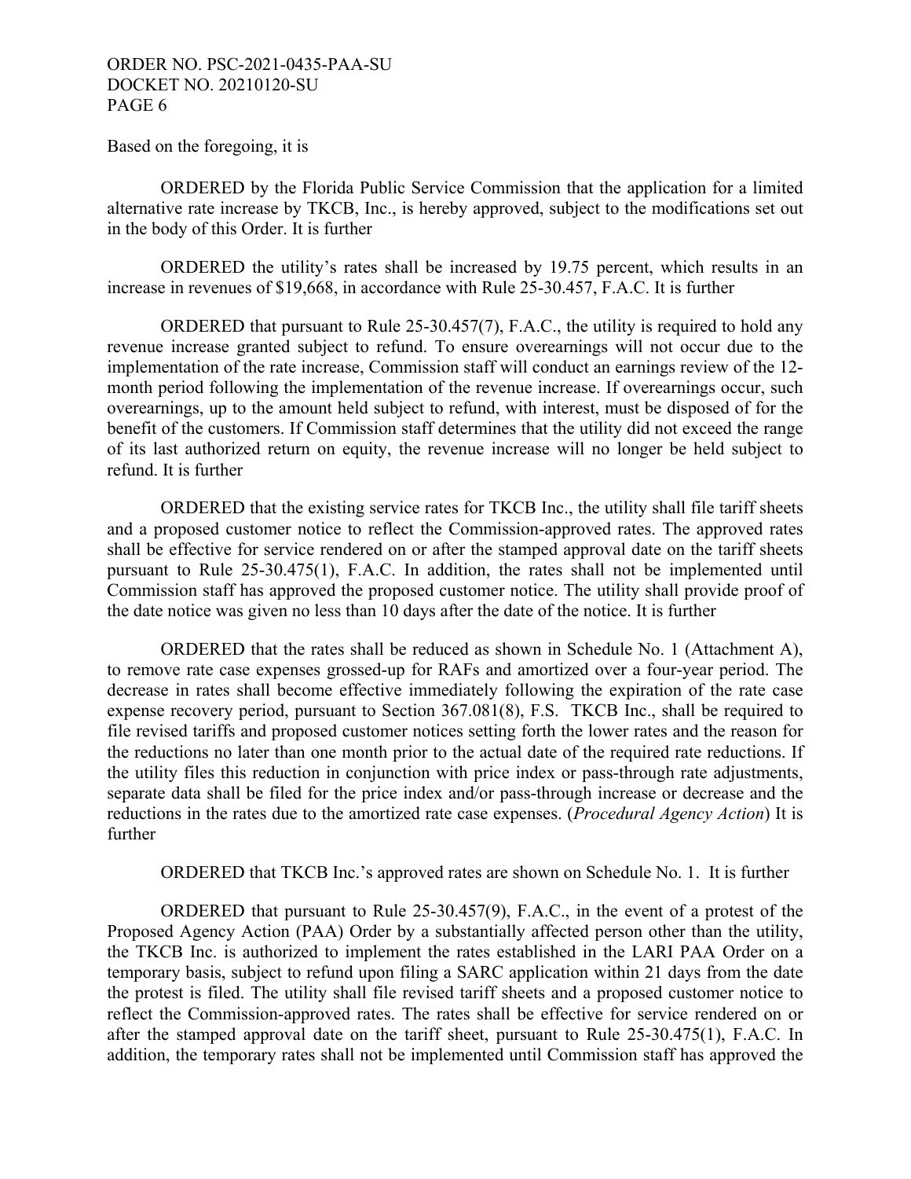Based on the foregoing, it is

ORDERED by the Florida Public Service Commission that the application for a limited alternative rate increase by TKCB, Inc., is hereby approved, subject to the modifications set out in the body of this Order. It is further

ORDERED the utility's rates shall be increased by 19.75 percent, which results in an increase in revenues of $19,668, in accordance with Rule 25-30.457, F.A.C. It is further

ORDERED that pursuant to Rule 25-30.457(7), F.A.C., the utility is required to hold any revenue increase granted subject to refund. To ensure overearnings will not occur due to the implementation of the rate increase, Commission staff will conduct an earnings review of the 12-month period following the implementation of the revenue increase. If overearnings occur, such overearnings, up to the amount held subject to refund, with interest, must be disposed of for the benefit of the customers. If Commission staff determines that the utility did not exceed the range of its last authorized return on equity, the revenue increase will no longer be held subject to refund. It is further

ORDERED that the existing service rates for TKCB Inc., the utility shall file tariff sheets and a proposed customer notice to reflect the Commission-approved rates. The approved rates shall be effective for service rendered on or after the stamped approval date on the tariff sheets pursuant to Rule 25-30.475(1), F.A.C. In addition, the rates shall not be implemented until Commission staff has approved the proposed customer notice. The utility shall provide proof of the date notice was given no less than 10 days after the date of the notice. It is further

ORDERED that the rates shall be reduced as shown in Schedule No. 1 (Attachment A), to remove rate case expenses grossed-up for RAFs and amortized over a four-year period. The decrease in rates shall become effective immediately following the expiration of the rate case expense recovery period, pursuant to Section 367.081(8), F.S. TKCB Inc., shall be required to file revised tariffs and proposed customer notices setting forth the lower rates and the reason for the reductions no later than one month prior to the actual date of the required rate reductions. If the utility files this reduction in conjunction with price index or pass-through rate adjustments, separate data shall be filed for the price index and/or pass-through increase or decrease and the reductions in the rates due to the amortized rate case expenses. (*Procedural Agency Action*) It is further

ORDERED that TKCB Inc.'s approved rates are shown on Schedule No. 1. It is further

ORDERED that pursuant to Rule 25-30.457(9), F.A.C., in the event of a protest of the Proposed Agency Action (PAA) Order by a substantially affected person other than the utility, the TKCB Inc. is authorized to implement the rates established in the LARI PAA Order on a temporary basis, subject to refund upon filing a SARC application within 21 days from the date the protest is filed. The utility shall file revised tariff sheets and a proposed customer notice to reflect the Commission-approved rates. The rates shall be effective for service rendered on or after the stamped approval date on the tariff sheet, pursuant to Rule 25-30.475(1), F.A.C. In addition, the temporary rates shall not be implemented until Commission staff has approved the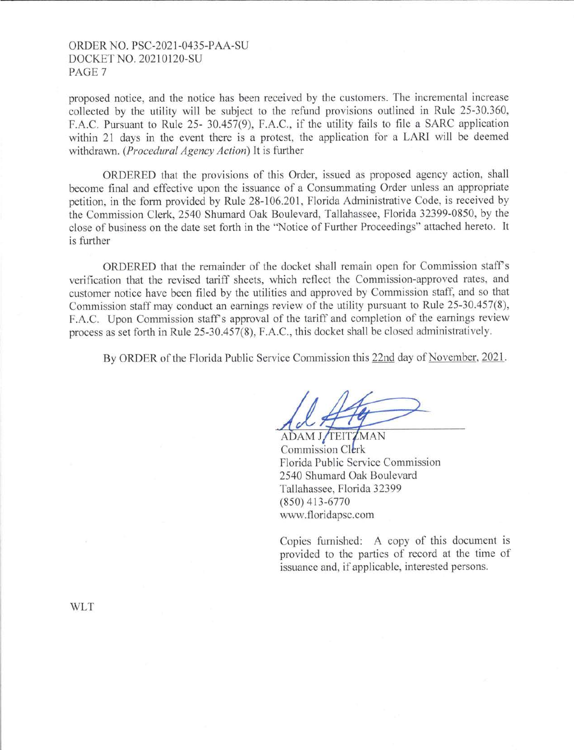proposed notice, and the notice has been received by the customers. The incremental increase collected by the utility will be subject to the refund provisions outlined in Rule 25-30.360, F.A.C. Pursuant to Rule 25- 30.457(9), F.A.C., if the utility fails to file a SARC application within 21 days in the event there is a protest, the application for a LARI will be deemed withdrawn. (*Procedural Agency Action*) It is further

ORDERED that the provisions of this Order, issued as proposed agency action, shall become final and effective upon the issuance of a Consummating Order unless an appropriate petition, in the form provided by Rule 28-106.201, Florida Administrative Code, is received by the Commission Clerk, 2540 Shumard Oak Boulevard, Tallahassee, Florida 32399-0850, by the close of business on the date set forth in the "Notice of Further Proceedings" attached hereto. It is further

ORDERED that the remainder of the docket shall remain open for Commission staff's verification that the revised tariff sheets, which reflect the Commission-approved rates, and customer notice have been filed by the utilities and approved by Commission staff, and so that Commission staff may conduct an earnings review of the utility pursuant to Rule 25-30.457(8), F.A.C. Upon Commission staff's approval of the tariff and completion of the earnings review process as set forth in Rule 25-30.457(8), F.A.C., this docket shall be closed administratively.

By ORDER of the Florida Public Service Commission this 22nd day of November, 2021.

ADAM J. TEITZMAN
Commission Clerk
Florida Public Service Commission
2540 Shumard Oak Boulevard
Tallahassee, Florida 32399
(850) 413-6770
www.floridapsc.com

Copies furnished: A copy of this document is provided to the parties of record at the time of issuance and, if applicable, interested persons.

WLT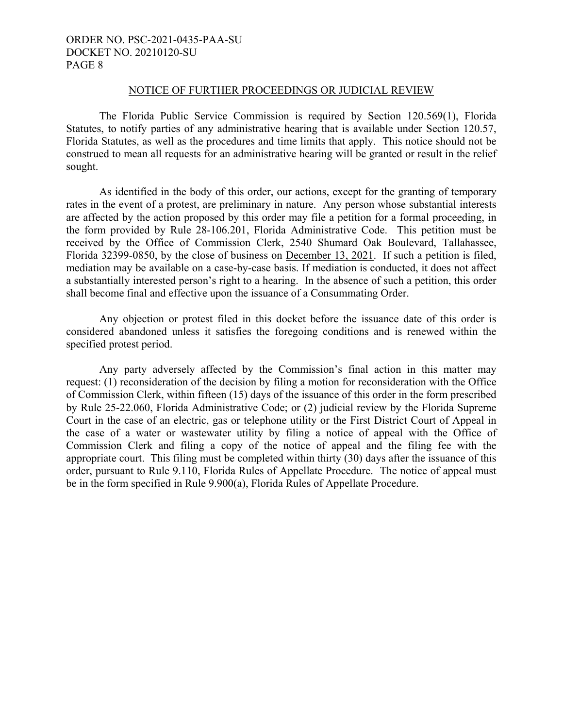## NOTICE OF FURTHER PROCEEDINGS OR JUDICIAL REVIEW

The Florida Public Service Commission is required by Section 120.569(1), Florida Statutes, to notify parties of any administrative hearing that is available under Section 120.57, Florida Statutes, as well as the procedures and time limits that apply. This notice should not be construed to mean all requests for an administrative hearing will be granted or result in the relief sought.

As identified in the body of this order, our actions, except for the granting of temporary rates in the event of a protest, are preliminary in nature. Any person whose substantial interests are affected by the action proposed by this order may file a petition for a formal proceeding, in the form provided by Rule 28-106.201, Florida Administrative Code. This petition must be received by the Office of Commission Clerk, 2540 Shumard Oak Boulevard, Tallahassee, Florida 32399-0850, by the close of business on December 13, 2021. If such a petition is filed, mediation may be available on a case-by-case basis. If mediation is conducted, it does not affect a substantially interested person's right to a hearing. In the absence of such a petition, this order shall become final and effective upon the issuance of a Consummating Order.

Any objection or protest filed in this docket before the issuance date of this order is considered abandoned unless it satisfies the foregoing conditions and is renewed within the specified protest period.

Any party adversely affected by the Commission's final action in this matter may request: (1) reconsideration of the decision by filing a motion for reconsideration with the Office of Commission Clerk, within fifteen (15) days of the issuance of this order in the form prescribed by Rule 25-22.060, Florida Administrative Code; or (2) judicial review by the Florida Supreme Court in the case of an electric, gas or telephone utility or the First District Court of Appeal in the case of a water or wastewater utility by filing a notice of appeal with the Office of Commission Clerk and filing a copy of the notice of appeal and the filing fee with the appropriate court. This filing must be completed within thirty (30) days after the issuance of this order, pursuant to Rule 9.110, Florida Rules of Appellate Procedure. The notice of appeal must be in the form specified in Rule 9.900(a), Florida Rules of Appellate Procedure.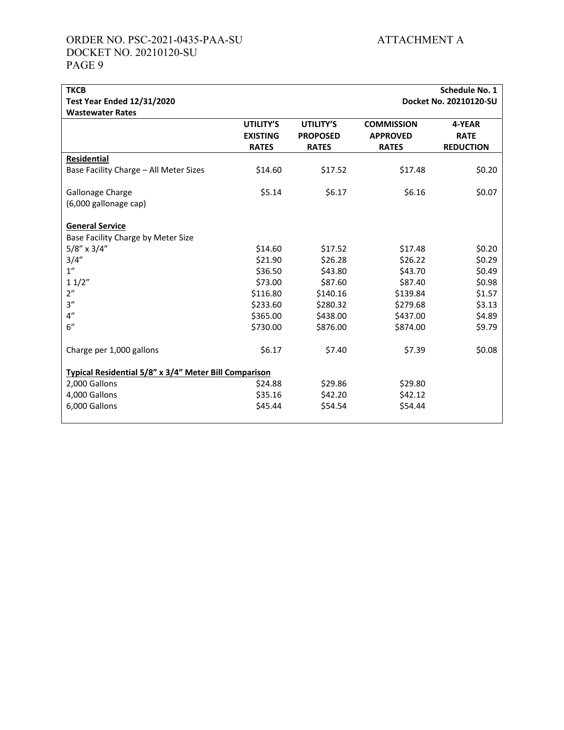| TKCB | | | | Schedule No. 1 |
|---|---|---|---|---|
| Test Year Ended 12/31/2020 | | | | Docket No. 20210120-SU |
| Wastewater Rates | | | | |
| | UTILITY'S EXISTING RATES | UTILITY'S PROPOSED RATES | COMMISSION APPROVED RATES | 4-YEAR RATE REDUCTION |
| **Residential** | | | | |
| Base Facility Charge – All Meter Sizes | $14.60 | $17.52 | $17.48 | $0.20 |
| Gallonage Charge (6,000 gallonage cap) | $5.14 | $6.17 | $6.16 | $0.07 |
| **General Service** | | | | |
| Base Facility Charge by Meter Size | | | | |
| 5/8" x 3/4" | $14.60 | $17.52 | $17.48 | $0.20 |
| 3/4" | $21.90 | $26.28 | $26.22 | $0.29 |
| 1" | $36.50 | $43.80 | $43.70 | $0.49 |
| 1 1/2" | $73.00 | $87.60 | $87.40 | $0.98 |
| 2" | $116.80 | $140.16 | $139.84 | $1.57 |
| 3" | $233.60 | $280.32 | $279.68 | $3.13 |
| 4" | $365.00 | $438.00 | $437.00 | $4.89 |
| 6" | $730.00 | $876.00 | $874.00 | $9.79 |
| Charge per 1,000 gallons | $6.17 | $7.40 | $7.39 | $0.08 |
| **Typical Residential 5/8" x 3/4" Meter Bill Comparison** | | | | |
| 2,000 Gallons | $24.88 | $29.86 | $29.80 | |
| 4,000 Gallons | $35.16 | $42.20 | $42.12 | |
| 6,000 Gallons | $45.44 | $54.54 | $54.44 | |